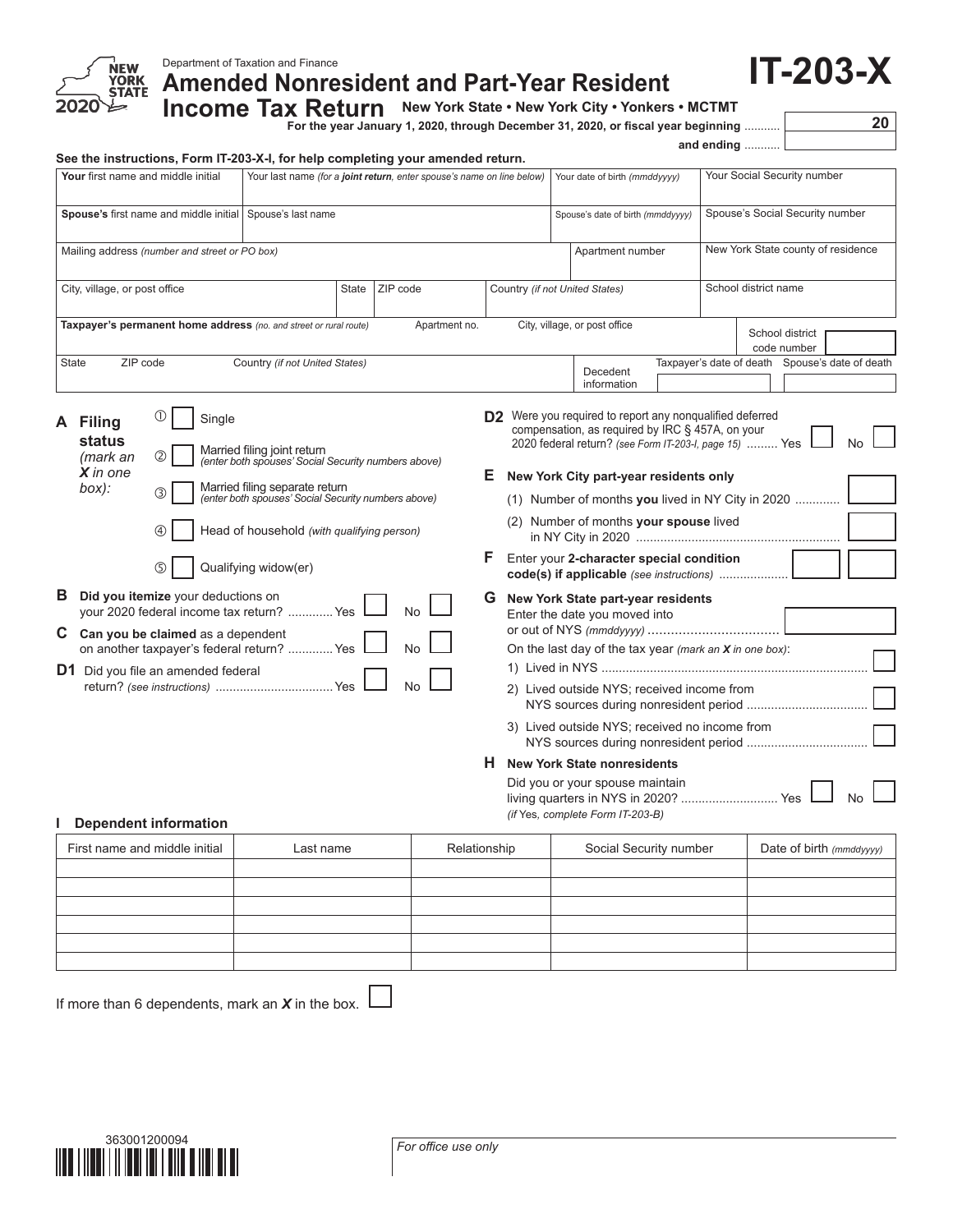Department of Taxation and Finance

# Amended Nonresident and Part-Year Resident Income Tax Return

**IT-203-X**

New York State 2020

**New York State • New York City • Yonkers • MCTMT**

**For the year January 1, 2020, through December 31, 2020, or fiscal year beginning** .......... 20

**and ending** ..........

**See the instructions, Form IT-203-X-I, for help completing your amended return.**

| **Your** first name and middle initial | Your last name *(for a **joint return**, enter spouse's name on line below)* | Your date of birth *(mmddyyyy)* | Your Social Security number |
|---|---|---|---|
| **Spouse's** first name and middle initial | Spouse's last name | Spouse's date of birth *(mmddyyyy)* | Spouse's Social Security number |
| Mailing address *(number and street or PO box)* | | Apartment number | New York State county of residence |
| City, village, or post office | State / ZIP code | Country *(if not United States)* | School district name |
| **Taxpayer's permanent home address** *(no. and street or rural route)* | Apartment no. | City, village, or post office | School district code number |
| State / ZIP code | Country *(if not United States)* | Decedent information: Taxpayer's date of death | Spouse's date of death |

**A Filing status** *(mark an **X** in one box)*:

① ☐ Single

② ☐ Married filing joint return *(enter both spouses' Social Security numbers above)*

③ ☐ Married filing separate return *(enter both spouses' Social Security numbers above)*

④ ☐ Head of household *(with qualifying person)*

⑤ ☐ Qualifying widow(er)

**B Did you itemize** your deductions on your 2020 federal income tax return? ............. Yes ☐ No ☐

**C Can you be claimed** as a dependent on another taxpayer's federal return? ............. Yes ☐ No ☐

**D1** Did you file an amended federal return? *(see instructions)* ................................. Yes ☐ No ☐

**D2** Were you required to report any nonqualified deferred compensation, as required by IRC § 457A, on your 2020 federal return? *(see Form IT-203-I, page 15)* ......... Yes ☐ No ☐

**E New York City part-year residents only**

(1) Number of months **you** lived in NY City in 2020 ............ ☐

(2) Number of months **your spouse** lived in NY City in 2020 ........................................................ ☐

**F** Enter your **2-character special condition code(s) if applicable** *(see instructions)* ................... ☐ ☐

**G New York State part-year residents**

Enter the date you moved into or out of NYS *(mmddyyyy)* ................................. ☐

On the last day of the tax year *(mark an **X** in one box)*:

1) Lived in NYS ........................................................................... ☐

2) Lived outside NYS; received income from NYS sources during nonresident period .................................. ☐

3) Lived outside NYS; received no income from NYS sources during nonresident period .................................. ☐

**H New York State nonresidents**

Did you or your spouse maintain living quarters in NYS in 2020? ........................... Yes ☐ No ☐

*(if Yes, complete Form IT-203-B)*

**I Dependent information**

| First name and middle initial | Last name | Relationship | Social Security number | Date of birth *(mmddyyyy)* |
|---|---|---|---|---|
| | | | | |
| | | | | |
| | | | | |
| | | | | |
| | | | | |
| | | | | |

If more than 6 dependents, mark an ***X*** in the box. ☐

363001200094

*For office use only*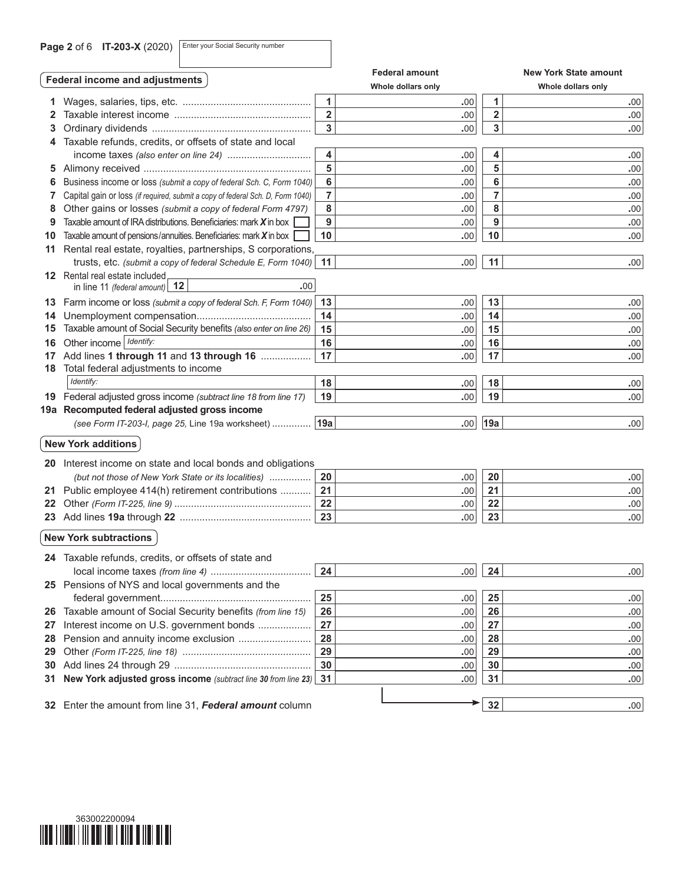**IT-203-X** (2020) Enter your Social Security number

## Federal income and adjustments

| Line | Description | Federal amount (Whole dollars only) | New York State amount (Whole dollars only) |
|---|---|---|---|
| 1 | Wages, salaries, tips, etc. | .00 | .00 |
| 2 | Taxable interest income | .00 | .00 |
| 3 | Ordinary dividends | .00 | .00 |
| 4 | Taxable refunds, credits, or offsets of state and local income taxes *(also enter on line 24)* | .00 | .00 |
| 5 | Alimony received | .00 | .00 |
| 6 | Business income or loss *(submit a copy of federal Sch. C, Form 1040)* | .00 | .00 |
| 7 | Capital gain or loss *(if required, submit a copy of federal Sch. D, Form 1040)* | .00 | .00 |
| 8 | Other gains or losses *(submit a copy of federal Form 4797)* | .00 | .00 |
| 9 | Taxable amount of IRA distributions. Beneficiaries: mark ***X*** in box ☐ | .00 | .00 |
| 10 | Taxable amount of pensions/annuities. Beneficiaries: mark ***X*** in box ☐ | .00 | .00 |
| 11 | Rental real estate, royalties, partnerships, S corporations, trusts, etc. *(submit a copy of federal Schedule E, Form 1040)* | .00 | .00 |
| 12 | Rental real estate included in line 11 *(federal amount)* 12 .00 | | |
| 13 | Farm income or loss *(submit a copy of federal Sch. F, Form 1040)* | .00 | .00 |
| 14 | Unemployment compensation | .00 | .00 |
| 15 | Taxable amount of Social Security benefits *(also enter on line 26)* | .00 | .00 |
| 16 | Other income *Identify:* | .00 | .00 |
| 17 | Add lines **1 through 11** and **13 through 16** | .00 | .00 |
| 18 | Total federal adjustments to income *Identify:* | .00 | .00 |
| 19 | Federal adjusted gross income *(subtract line 18 from line 17)* | .00 | .00 |
| 19a | **Recomputed federal adjusted gross income** *(see Form IT-203-I, page 25,* Line 19a worksheet) | .00 | .00 |

## New York additions

| Line | Description | Federal amount | New York State amount |
|---|---|---|---|
| 20 | Interest income on state and local bonds and obligations *(but not those of New York State or its localities)* | .00 | .00 |
| 21 | Public employee 414(h) retirement contributions | .00 | .00 |
| 22 | Other *(Form IT-225, line 9)* | .00 | .00 |
| 23 | Add lines **19a** through **22** | .00 | .00 |

## New York subtractions

| Line | Description | Federal amount | New York State amount |
|---|---|---|---|
| 24 | Taxable refunds, credits, or offsets of state and local income taxes *(from line 4)* | .00 | .00 |
| 25 | Pensions of NYS and local governments and the federal government | .00 | .00 |
| 26 | Taxable amount of Social Security benefits *(from line 15)* | .00 | .00 |
| 27 | Interest income on U.S. government bonds | .00 | .00 |
| 28 | Pension and annuity income exclusion | .00 | .00 |
| 29 | Other *(Form IT-225, line 18)* | .00 | .00 |
| 30 | Add lines 24 through 29 | .00 | .00 |
| 31 | **New York adjusted gross income** *(subtract line **30** from line **23**)* | .00 | .00 |

**32** Enter the amount from line 31, ***Federal amount*** column → 32 .00

363002200094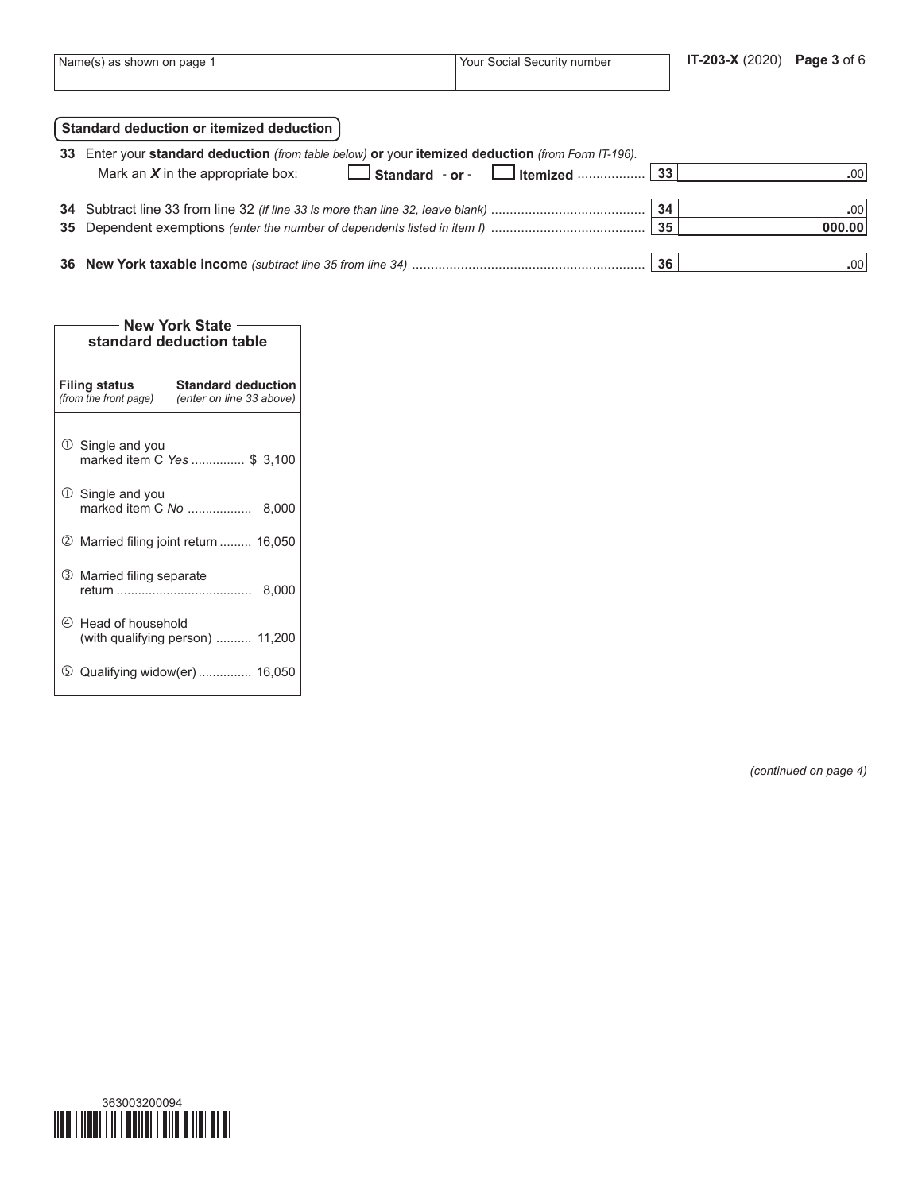| Name(s) as shown on page 1 | Your Social Security number |
|---|---|
| | |

## Standard deduction or itemized deduction

**33** Enter your **standard deduction** *(from table below)* **or** your **itemized deduction** *(from Form IT-196)*.
Mark an ***X*** in the appropriate box: ☐ **Standard** - **or** - ☐ **Itemized** ................. **33** .00

**34** Subtract line 33 from line 32 *(if line 33 is more than line 32, leave blank)* ........................................ **34** .00

**35** Dependent exemptions *(enter the number of dependents listed in item I)* ........................................ **35** 000.00

**36** **New York taxable income** *(subtract line 35 from line 34)* ............................................................. **36** .00

### New York State standard deduction table

| **Filing status** *(from the front page)* | **Standard deduction** *(enter on line 33 above)* |
|---|---|
| ① Single and you marked item C *Yes* | $ 3,100 |
| ① Single and you marked item C *No* | 8,000 |
| ② Married filing joint return | 16,050 |
| ③ Married filing separate return | 8,000 |
| ④ Head of household (with qualifying person) | 11,200 |
| ⑤ Qualifying widow(er) | 16,050 |

*(continued on page 4)*

363003200094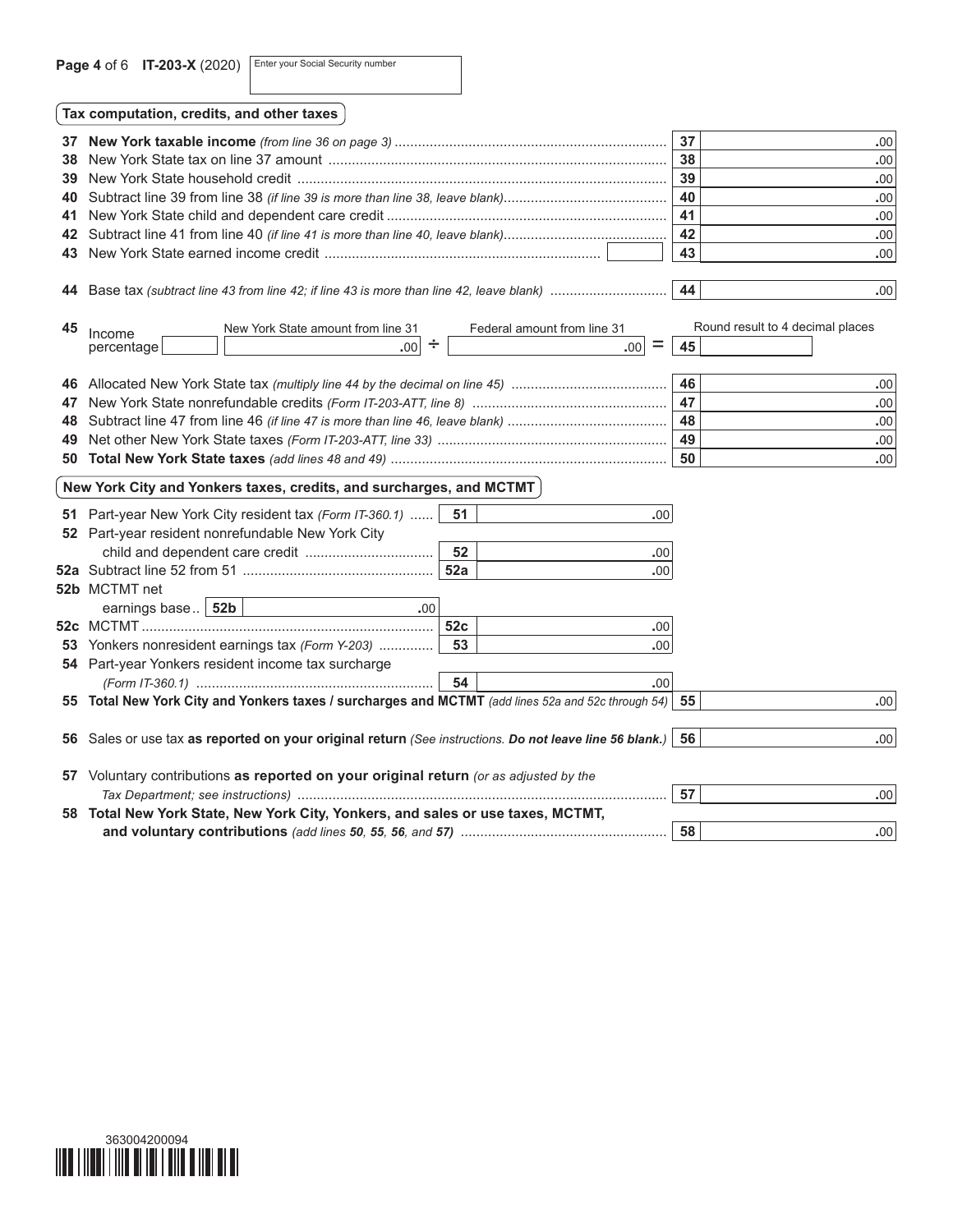**IT-203-X** (2020) Enter your Social Security number

## Tax computation, credits, and other taxes

| Line | Description | Box | Amount |
|---|---|---|---|
| 37 | **New York taxable income** *(from line 36 on page 3)* | 37 | .00 |
| 38 | New York State tax on line 37 amount | 38 | .00 |
| 39 | New York State household credit | 39 | .00 |
| 40 | Subtract line 39 from line 38 *(if line 39 is more than line 38, leave blank)* | 40 | .00 |
| 41 | New York State child and dependent care credit | 41 | .00 |
| 42 | Subtract line 41 from line 40 *(if line 41 is more than line 40, leave blank)* | 42 | .00 |
| 43 | New York State earned income credit | 43 | .00 |
| 44 | Base tax *(subtract line 43 from line 42; if line 43 is more than line 42, leave blank)* | 44 | .00 |
| 45 | Income percentage: New York State amount from line 31 .00 ÷ Federal amount from line 31 .00 = (Round result to 4 decimal places) | 45 | |
| 46 | Allocated New York State tax *(multiply line 44 by the decimal on line 45)* | 46 | .00 |
| 47 | New York State nonrefundable credits *(Form IT-203-ATT, line 8)* | 47 | .00 |
| 48 | Subtract line 47 from line 46 *(if line 47 is more than line 46, leave blank)* | 48 | .00 |
| 49 | Net other New York State taxes *(Form IT-203-ATT, line 33)* | 49 | .00 |
| 50 | **Total New York State taxes** *(add lines 48 and 49)* | 50 | .00 |

## New York City and Yonkers taxes, credits, and surcharges, and MCTMT

| Line | Description | Box | Amount | Box | Amount |
|---|---|---|---|---|---|
| 51 | Part-year New York City resident tax *(Form IT-360.1)* | 51 | .00 | | |
| 52 | Part-year resident nonrefundable New York City child and dependent care credit | 52 | .00 | | |
| 52a | Subtract line 52 from 51 | 52a | .00 | | |
| 52b | MCTMT net earnings base (52b) .00 | | | | |
| 52c | MCTMT | 52c | .00 | | |
| 53 | Yonkers nonresident earnings tax *(Form Y-203)* | 53 | .00 | | |
| 54 | Part-year Yonkers resident income tax surcharge *(Form IT-360.1)* | 54 | .00 | | |
| 55 | **Total New York City and Yonkers taxes / surcharges and MCTMT** *(add lines 52a and 52c through 54)* | | | 55 | .00 |
| 56 | Sales or use tax **as reported on your original return** *(See instructions. **Do not leave line 56 blank.**)* | | | 56 | .00 |
| 57 | Voluntary contributions **as reported on your original return** *(or as adjusted by the Tax Department; see instructions)* | | | 57 | .00 |
| 58 | **Total New York State, New York City, Yonkers, and sales or use taxes, MCTMT, and voluntary contributions** *(add lines 50, 55, 56, and 57)* | | | 58 | .00 |

363004200094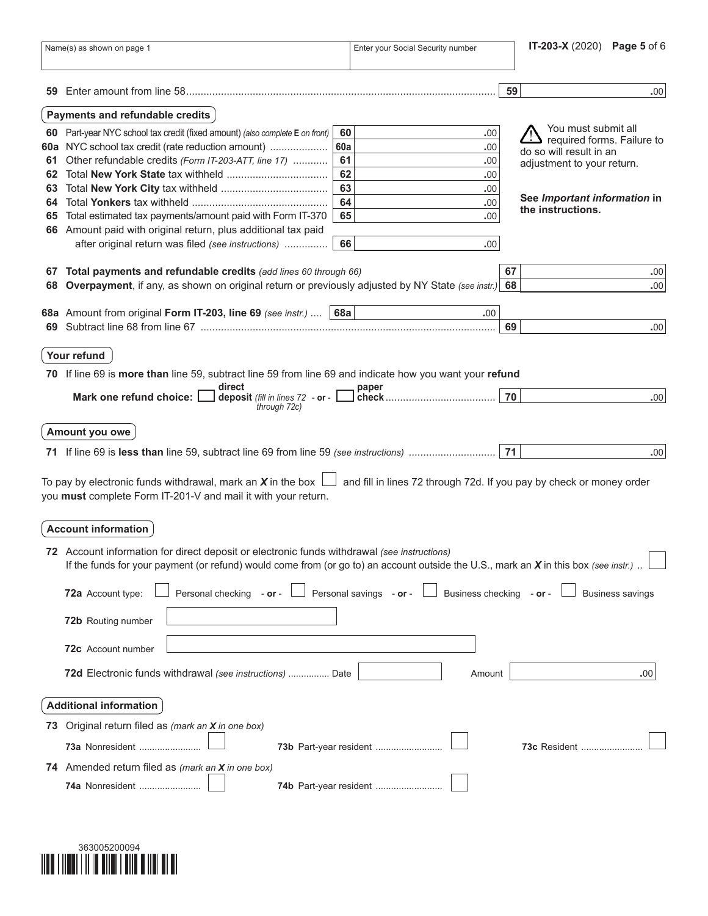| Name(s) as shown on page 1 | Enter your Social Security number |
|---|---|
| | |

IT-203-X (2020)

**59** Enter amount from line 58 ........ **59** .00

### Payments and refundable credits

| Line | Description | Box | Amount |
|---|---|---|---|
| **60** | Part-year NYC school tax credit (fixed amount) *(also complete **E** on front)* | 60 | .00 |
| **60a** | NYC school tax credit (rate reduction amount) | 60a | .00 |
| **61** | Other refundable credits *(Form IT-203-ATT, line 17)* | 61 | .00 |
| **62** | Total **New York State** tax withheld | 62 | .00 |
| **63** | Total **New York City** tax withheld | 63 | .00 |
| **64** | Total **Yonkers** tax withheld | 64 | .00 |
| **65** | Total estimated tax payments/amount paid with Form IT-370 | 65 | .00 |
| **66** | Amount paid with original return, plus additional tax paid after original return was filed *(see instructions)* | 66 | .00 |

⚠ You must submit all required forms. Failure to do so will result in an adjustment to your return.

**See *Important information* in the instructions.**

**67** **Total payments and refundable credits** *(add lines 60 through 66)* ........ **67** .00

**68** **Overpayment**, if any, as shown on original return or previously adjusted by NY State *(see instr.)* **68** .00

**68a** Amount from original **Form IT-203, line 69** *(see instr.)* .... **68a** .00

**69** Subtract line 68 from line 67 ........ **69** .00

### Your refund

**70** If line 69 is **more than** line 59, subtract line 59 from line 69 and indicate how you want your **refund**

**Mark one refund choice:** ☐ **direct deposit** *(fill in lines 72 through 72c)* - **or** - ☐ **paper check** ........ **70** .00

### Amount you owe

**71** If line 69 is **less than** line 59, subtract line 69 from line 59 *(see instructions)* ........ **71** .00

To pay by electronic funds withdrawal, mark an ***X*** in the box ☐ and fill in lines 72 through 72d. If you pay by check or money order you **must** complete Form IT-201-V and mail it with your return.

### Account information

**72** Account information for direct deposit or electronic funds withdrawal *(see instructions)*
If the funds for your payment (or refund) would come from (or go to) an account outside the U.S., mark an ***X*** in this box *(see instr.)* .. ☐

**72a** Account type: ☐ Personal checking - **or** - ☐ Personal savings - **or** - ☐ Business checking - **or** - ☐ Business savings

**72b** Routing number ____________

**72c** Account number ____________

**72d** Electronic funds withdrawal *(see instructions)* ........ Date ________ Amount ________ .00

### Additional information

**73** Original return filed as *(mark an **X** in one box)*

**73a** Nonresident ........ ☐ **73b** Part-year resident ........ ☐ **73c** Resident ........ ☐

**74** Amended return filed as *(mark an **X** in one box)*

**74a** Nonresident ........ ☐ **74b** Part-year resident ........ ☐

363005200094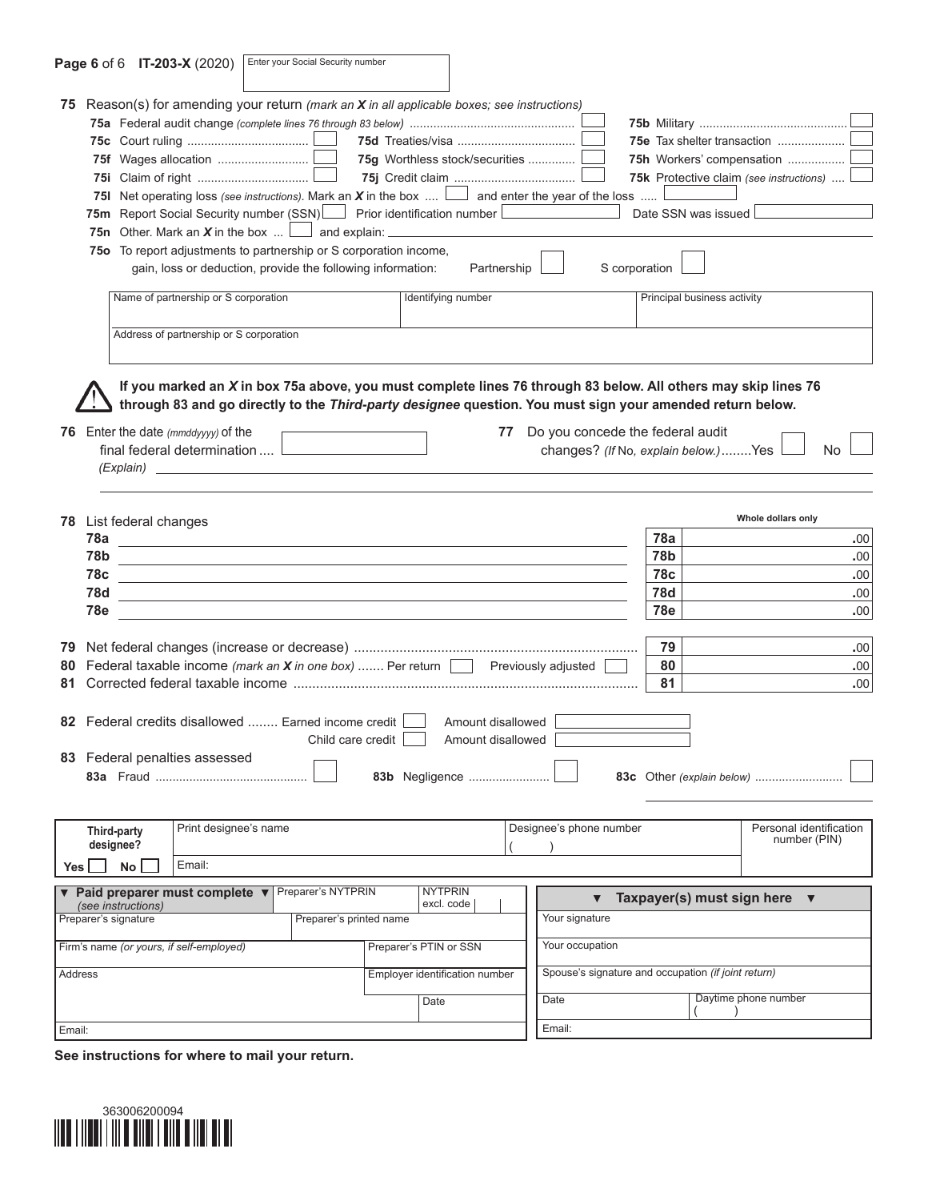**IT-203-X** (2020)

Enter your Social Security number

**75** Reason(s) for amending your return *(mark an **X** in all applicable boxes; see instructions)*

- **75a** Federal audit change *(complete lines 76 through 83 below)* ☐
- **75b** Military ☐
- **75c** Court ruling ☐
- **75d** Treaties/visa ☐
- **75e** Tax shelter transaction ☐
- **75f** Wages allocation ☐
- **75g** Worthless stock/securities ☐
- **75h** Workers' compensation ☐
- **75i** Claim of right ☐
- **75j** Credit claim ☐
- **75k** Protective claim *(see instructions)* ☐
- **75l** Net operating loss *(see instructions)*. Mark an **X** in the box ☐ and enter the year of the loss ______
- **75m** Report Social Security number (SSN) ☐ Prior identification number ______ Date SSN was issued ______
- **75n** Other. Mark an **X** in the box ☐ and explain: ______
- **75o** To report adjustments to partnership or S corporation income, gain, loss or deduction, provide the following information: Partnership ☐ S corporation ☐

| Name of partnership or S corporation | Identifying number | Principal business activity |
|---|---|---|
| | | |

| Address of partnership or S corporation |
|---|
| |

**If you marked an X in box 75a above, you must complete lines 76 through 83 below. All others may skip lines 76 through 83 and go directly to the *Third-party designee* question. You must sign your amended return below.**

**76** Enter the date *(mmddyyyy)* of the final federal determination ______

*(Explain)* ______

**77** Do you concede the federal audit changes? *(If No, explain below.)* Yes ☐ No ☐

**78** List federal changes

| | | Whole dollars only |
|---|---|---|
| 78a | | 78a .00 |
| 78b | | 78b .00 |
| 78c | | 78c .00 |
| 78d | | 78d .00 |
| 78e | | 78e .00 |

**79** Net federal changes (increase or decrease) ...... **79** .00

**80** Federal taxable income *(mark an **X** in one box)* ....... Per return ☐ Previously adjusted ☐ **80** .00

**81** Corrected federal taxable income ...... **81** .00

**82** Federal credits disallowed ........ Earned income credit ☐ Amount disallowed ______
Child care credit ☐ Amount disallowed ______

**83** Federal penalties assessed

**83a** Fraud ☐ **83b** Negligence ☐ **83c** Other *(explain below)* ☐

| **Third-party designee?** | Print designee's name | Designee's phone number ( ) | Personal identification number (PIN) |
|---|---|---|---|
| Yes ☐ No ☐ | Email: | | |

| ▼ **Paid preparer must complete** ▼ *(see instructions)* | Preparer's NYTPRIN | NYTPRIN excl. code |
|---|---|---|
| Preparer's signature | Preparer's printed name | |
| Firm's name *(or yours, if self-employed)* | Preparer's PTIN or SSN | |
| Address | Employer identification number | |
| | | Date |
| Email: | | |

| ▼ **Taxpayer(s) must sign here** ▼ | |
|---|---|
| Your signature | |
| Your occupation | |
| Spouse's signature and occupation *(if joint return)* | |
| Date | Daytime phone number ( ) |
| Email: | |

**See instructions for where to mail your return.**

363006200094